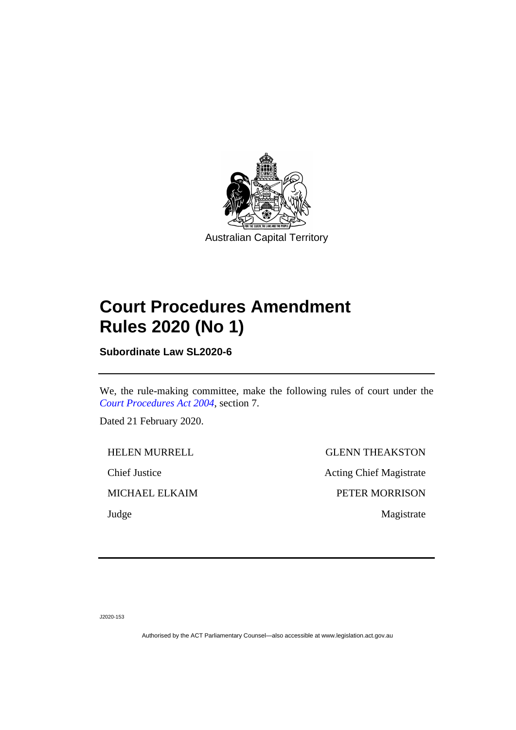Australian Capital Territory

# Court Procedures Amendment Rules 2020 (No 1)

**Subordinate Law SL2020-6**

---

We, the rule-making committee, make the following rules of court under the *Court Procedures Act 2004*, section 7.

Dated 21 February 2020.

| | |
|---|---|
| HELEN MURRELL | GLENN THEAKSTON |
| Chief Justice | Acting Chief Magistrate |
| MICHAEL ELKAIM | PETER MORRISON |
| Judge | Magistrate |

---

J2020-153

Authorised by the ACT Parliamentary Counsel—also accessible at www.legislation.act.gov.au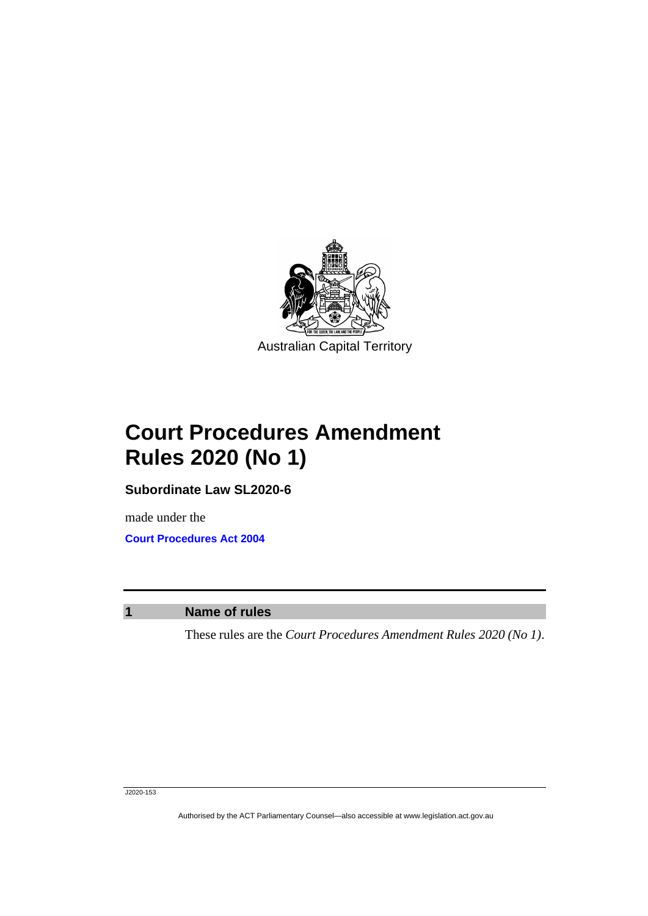Australian Capital Territory

# Court Procedures Amendment Rules 2020 (No 1)

**Subordinate Law SL2020-6**

made under the

**Court Procedures Act 2004**

## 1 Name of rules

These rules are the *Court Procedures Amendment Rules 2020 (No 1)*.

J2020-153

Authorised by the ACT Parliamentary Counsel—also accessible at www.legislation.act.gov.au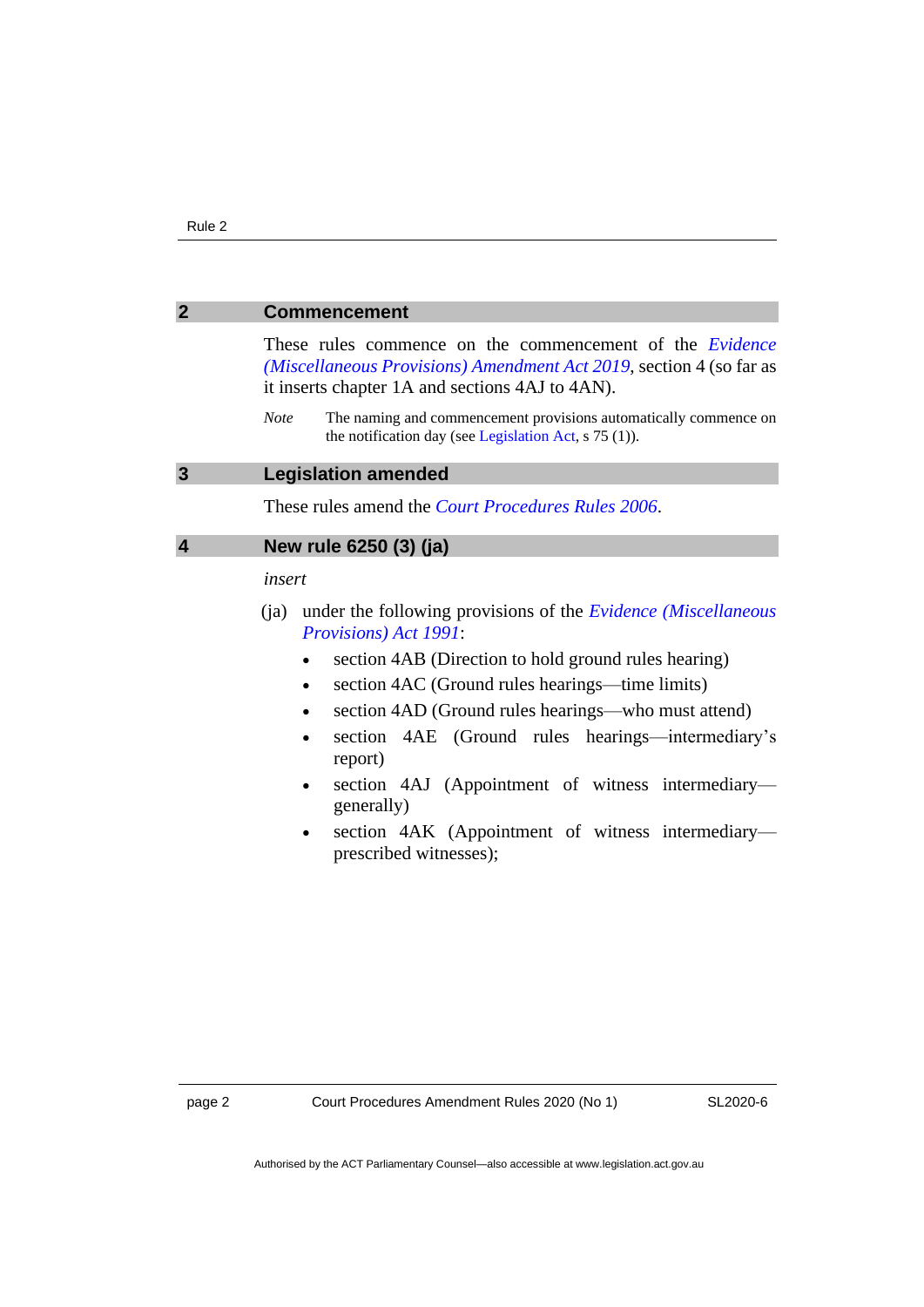## 2 Commencement

These rules commence on the commencement of the *Evidence (Miscellaneous Provisions) Amendment Act 2019*, section 4 (so far as it inserts chapter 1A and sections 4AJ to 4AN).

*Note* The naming and commencement provisions automatically commence on the notification day (see Legislation Act, s 75 (1)).

## 3 Legislation amended

These rules amend the *Court Procedures Rules 2006*.

## 4 New rule 6250 (3) (ja)

*insert*

(ja) under the following provisions of the *Evidence (Miscellaneous Provisions) Act 1991*:

- section 4AB (Direction to hold ground rules hearing)
- section 4AC (Ground rules hearings—time limits)
- section 4AD (Ground rules hearings—who must attend)
- section 4AE (Ground rules hearings—intermediary's report)
- section 4AJ (Appointment of witness intermediary—generally)
- section 4AK (Appointment of witness intermediary—prescribed witnesses);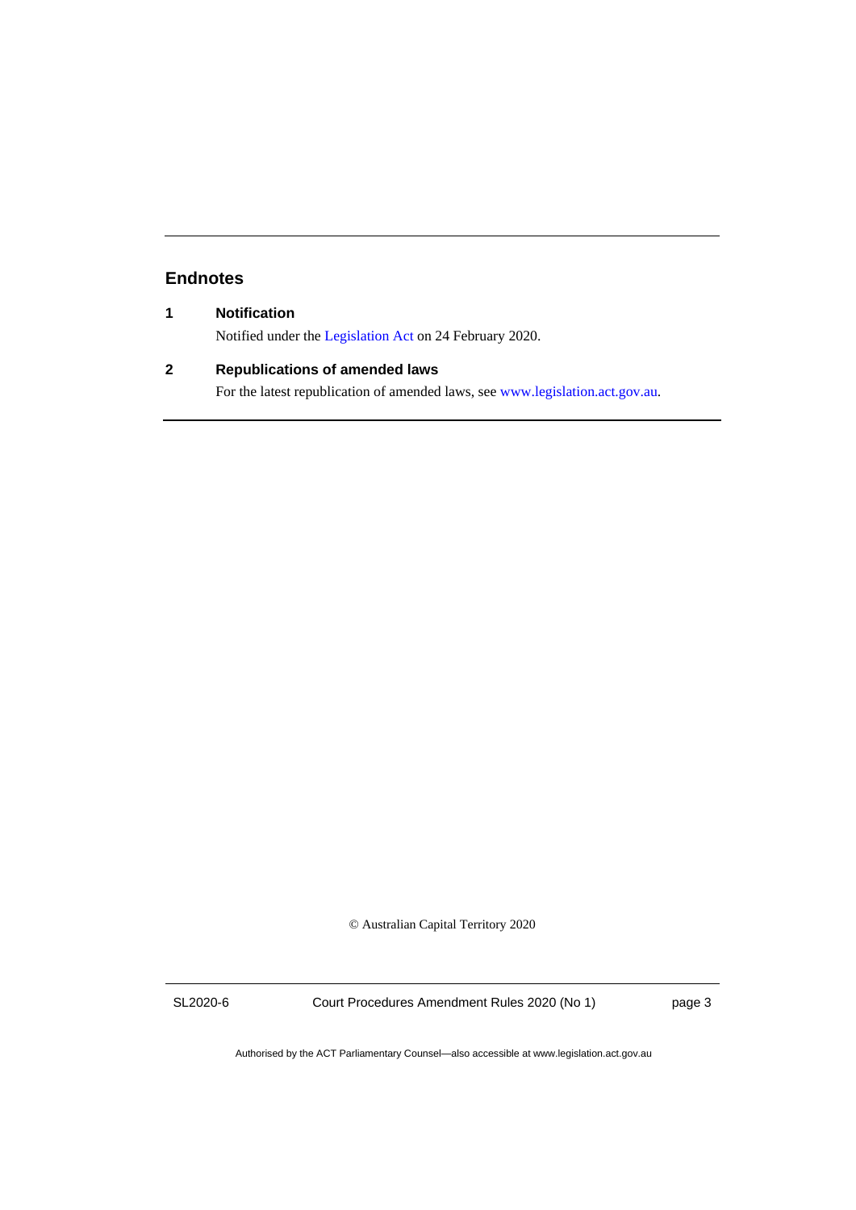## Endnotes

### 1 Notification

Notified under the Legislation Act on 24 February 2020.

### 2 Republications of amended laws

For the latest republication of amended laws, see www.legislation.act.gov.au.

© Australian Capital Territory 2020